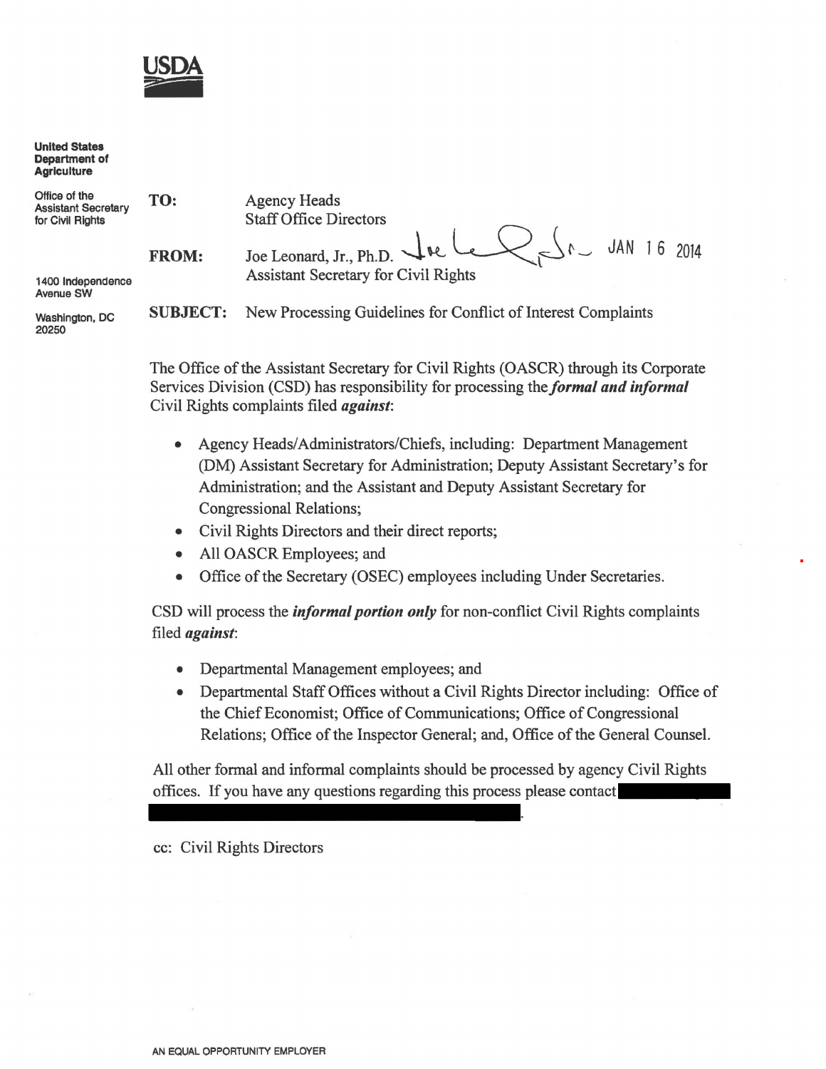**USDA**

**United States Department of Agriculture**

Office of the Assistant Secretary for Civil Rights

1400 Independence Avenue SW

Washington, DC 20250

**TO:** Agency Heads
Staff Office Directors

**FROM:** Joe Leonard, Jr., Ph.D. JAN 16 2014
Assistant Secretary for Civil Rights

**SUBJECT:** New Processing Guidelines for Conflict of Interest Complaints

The Office of the Assistant Secretary for Civil Rights (OASCR) through its Corporate Services Division (CSD) has responsibility for processing the ***formal and informal*** Civil Rights complaints filed ***against***:

- Agency Heads/Administrators/Chiefs, including: Department Management (DM) Assistant Secretary for Administration; Deputy Assistant Secretary's for Administration; and the Assistant and Deputy Assistant Secretary for Congressional Relations;
- Civil Rights Directors and their direct reports;
- All OASCR Employees; and
- Office of the Secretary (OSEC) employees including Under Secretaries.

CSD will process the ***informal portion only*** for non-conflict Civil Rights complaints filed ***against***:

- Departmental Management employees; and
- Departmental Staff Offices without a Civil Rights Director including: Office of the Chief Economist; Office of Communications; Office of Congressional Relations; Office of the Inspector General; and, Office of the General Counsel.

All other formal and informal complaints should be processed by agency Civil Rights offices. If you have any questions regarding this process please contact [REDACTED].

cc: Civil Rights Directors

AN EQUAL OPPORTUNITY EMPLOYER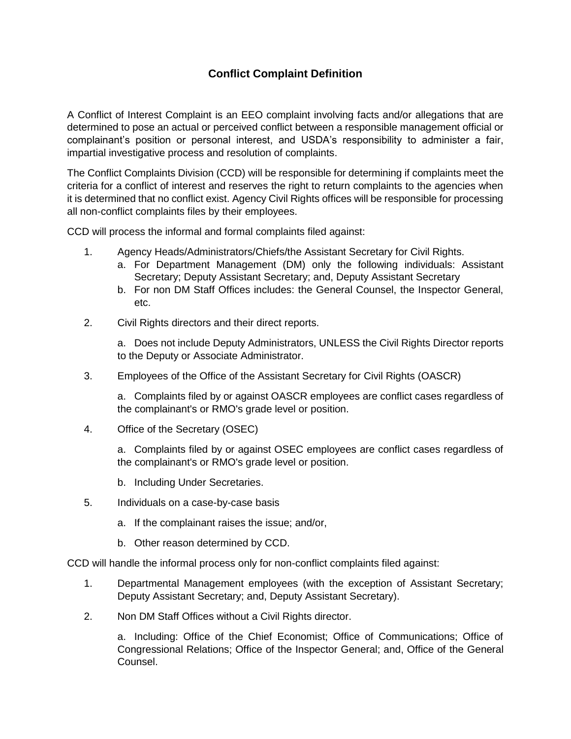## Conflict Complaint Definition

A Conflict of Interest Complaint is an EEO complaint involving facts and/or allegations that are determined to pose an actual or perceived conflict between a responsible management official or complainant's position or personal interest, and USDA's responsibility to administer a fair, impartial investigative process and resolution of complaints.

The Conflict Complaints Division (CCD) will be responsible for determining if complaints meet the criteria for a conflict of interest and reserves the right to return complaints to the agencies when it is determined that no conflict exist. Agency Civil Rights offices will be responsible for processing all non-conflict complaints files by their employees.

CCD will process the informal and formal complaints filed against:

1. Agency Heads/Administrators/Chiefs/the Assistant Secretary for Civil Rights.
   a. For Department Management (DM) only the following individuals: Assistant Secretary; Deputy Assistant Secretary; and, Deputy Assistant Secretary
   b. For non DM Staff Offices includes: the General Counsel, the Inspector General, etc.

2. Civil Rights directors and their direct reports.

   a. Does not include Deputy Administrators, UNLESS the Civil Rights Director reports to the Deputy or Associate Administrator.

3. Employees of the Office of the Assistant Secretary for Civil Rights (OASCR)

   a. Complaints filed by or against OASCR employees are conflict cases regardless of the complainant's or RMO's grade level or position.

4. Office of the Secretary (OSEC)

   a. Complaints filed by or against OSEC employees are conflict cases regardless of the complainant's or RMO's grade level or position.

   b. Including Under Secretaries.

5. Individuals on a case-by-case basis

   a. If the complainant raises the issue; and/or,

   b. Other reason determined by CCD.

CCD will handle the informal process only for non-conflict complaints filed against:

1. Departmental Management employees (with the exception of Assistant Secretary; Deputy Assistant Secretary; and, Deputy Assistant Secretary).

2. Non DM Staff Offices without a Civil Rights director.

   a. Including: Office of the Chief Economist; Office of Communications; Office of Congressional Relations; Office of the Inspector General; and, Office of the General Counsel.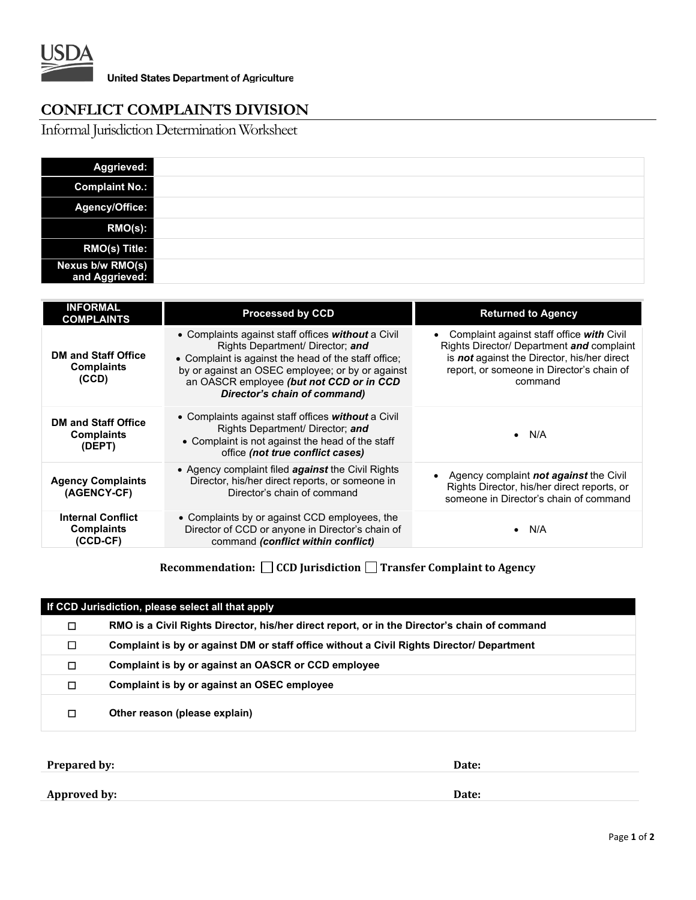USDA

United States Department of Agriculture

# CONFLICT COMPLAINTS DIVISION

## Informal Jurisdiction Determination Worksheet

| | |
|---|---|
| **Aggrieved:** | |
| **Complaint No.:** | |
| **Agency/Office:** | |
| **RMO(s):** | |
| **RMO(s) Title:** | |
| **Nexus b/w RMO(s) and Aggrieved:** | |

| INFORMAL COMPLAINTS | Processed by CCD | Returned to Agency |
|---|---|---|
| **DM and Staff Office Complaints (CCD)** | • Complaints against staff offices ***without*** a Civil Rights Department/ Director; ***and*** • Complaint is against the head of the staff office; by or against an OSEC employee; or by or against an OASCR employee ***(but not CCD or in CCD Director's chain of command)*** | • Complaint against staff office ***with*** Civil Rights Director/ Department ***and*** complaint is ***not*** against the Director, his/her direct report, or someone in Director's chain of command |
| **DM and Staff Office Complaints (DEPT)** | • Complaints against staff offices ***without*** a Civil Rights Department/ Director; ***and*** • Complaint is not against the head of the staff office ***(not true conflict cases)*** | • N/A |
| **Agency Complaints (AGENCY-CF)** | • Agency complaint filed ***against*** the Civil Rights Director, his/her direct reports, or someone in Director's chain of command | • Agency complaint ***not against*** the Civil Rights Director, his/her direct reports, or someone in Director's chain of command |
| **Internal Conflict Complaints (CCD-CF)** | • Complaints by or against CCD employees, the Director of CCD or anyone in Director's chain of command ***(conflict within conflict)*** | • N/A |

**Recommendation:** ☐ **CCD Jurisdiction** ☐ **Transfer Complaint to Agency**

| If CCD Jurisdiction, please select all that apply | |
|---|---|
| ☐ | **RMO is a Civil Rights Director, his/her direct report, or in the Director's chain of command** |
| ☐ | **Complaint is by or against DM or staff office without a Civil Rights Director/ Department** |
| ☐ | **Complaint is by or against an OASCR or CCD employee** |
| ☐ | **Complaint is by or against an OSEC employee** |
| ☐ | **Other reason (please explain)** |

**Prepared by:** &nbsp;&nbsp;&nbsp;&nbsp;&nbsp;&nbsp;&nbsp;&nbsp;&nbsp;&nbsp;&nbsp;&nbsp;&nbsp;&nbsp;&nbsp;&nbsp;&nbsp;&nbsp;&nbsp;&nbsp; **Date:**

**Approved by:** &nbsp;&nbsp;&nbsp;&nbsp;&nbsp;&nbsp;&nbsp;&nbsp;&nbsp;&nbsp;&nbsp;&nbsp;&nbsp;&nbsp;&nbsp;&nbsp;&nbsp;&nbsp;&nbsp;&nbsp; **Date:**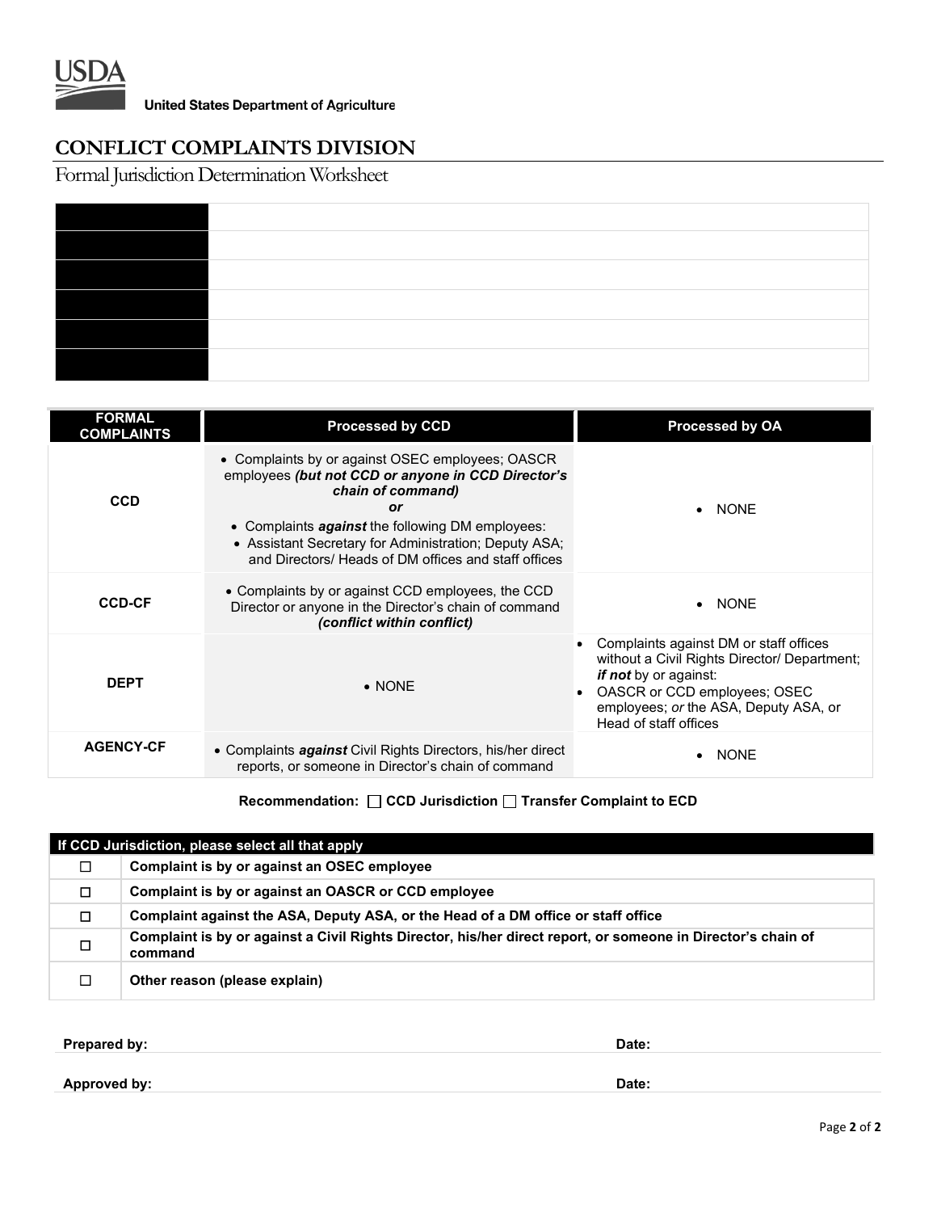United States Department of Agriculture

# CONFLICT COMPLAINTS DIVISION

## Formal Jurisdiction Determination Worksheet

| | |
|---|---|
| | |
| | |
| | |
| | |
| | |
| | |

| FORMAL COMPLAINTS | Processed by CCD | Processed by OA |
|---|---|---|
| **CCD** | • Complaints by or against OSEC employees; OASCR employees ***(but not CCD or anyone in CCD Director's chain of command)*** ***or*** • Complaints ***against*** the following DM employees: • Assistant Secretary for Administration; Deputy ASA; and Directors/ Heads of DM offices and staff offices | • NONE |
| **CCD-CF** | • Complaints by or against CCD employees, the CCD Director or anyone in the Director's chain of command ***(conflict within conflict)*** | • NONE |
| **DEPT** | • NONE | • Complaints against DM or staff offices without a Civil Rights Director/ Department; ***if not*** by or against: • OASCR or CCD employees; OSEC employees; *or* the ASA, Deputy ASA, or Head of staff offices |
| **AGENCY-CF** | • Complaints ***against*** Civil Rights Directors, his/her direct reports, or someone in Director's chain of command | • NONE |

**Recommendation:** ☐ **CCD Jurisdiction** ☐ **Transfer Complaint to ECD**

| If CCD Jurisdiction, please select all that apply | |
|---|---|
| ☐ | **Complaint is by or against an OSEC employee** |
| ☐ | **Complaint is by or against an OASCR or CCD employee** |
| ☐ | **Complaint against the ASA, Deputy ASA, or the Head of a DM office or staff office** |
| ☐ | **Complaint is by or against a Civil Rights Director, his/her direct report, or someone in Director's chain of command** |
| ☐ | **Other reason (please explain)** |

**Prepared by:** **Date:**

**Approved by:** **Date:**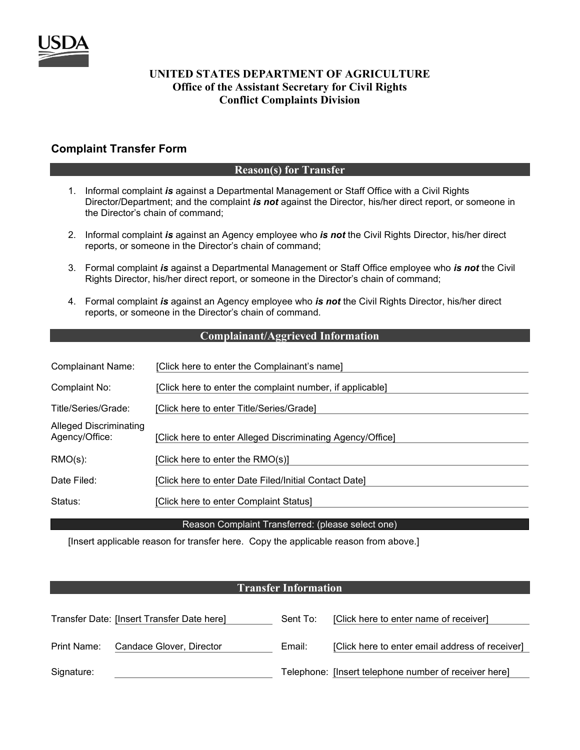USDA

**UNITED STATES DEPARTMENT OF AGRICULTURE**
**Office of the Assistant Secretary for Civil Rights**
**Conflict Complaints Division**

## Complaint Transfer Form

### Reason(s) for Transfer

1. Informal complaint ***is*** against a Departmental Management or Staff Office with a Civil Rights Director/Department; and the complaint ***is not*** against the Director, his/her direct report, or someone in the Director's chain of command;

2. Informal complaint ***is*** against an Agency employee who ***is not*** the Civil Rights Director, his/her direct reports, or someone in the Director's chain of command;

3. Formal complaint ***is*** against a Departmental Management or Staff Office employee who ***is not*** the Civil Rights Director, his/her direct report, or someone in the Director's chain of command;

4. Formal complaint ***is*** against an Agency employee who ***is not*** the Civil Rights Director, his/her direct reports, or someone in the Director's chain of command.

### Complainant/Aggrieved Information

| | |
|---|---|
| Complainant Name: | [Click here to enter the Complainant's name] |
| Complaint No: | [Click here to enter the complaint number, if applicable] |
| Title/Series/Grade: | [Click here to enter Title/Series/Grade] |
| Alleged Discriminating Agency/Office: | [Click here to enter Alleged Discriminating Agency/Office] |
| RMO(s): | [Click here to enter the RMO(s)] |
| Date Filed: | [Click here to enter Date Filed/Initial Contact Date] |
| Status: | [Click here to enter Complaint Status] |

Reason Complaint Transferred: (please select one)

[Insert applicable reason for transfer here. Copy the applicable reason from above.]

### Transfer Information

| | | | |
|---|---|---|---|
| Transfer Date: | [Insert Transfer Date here] | Sent To: | [Click here to enter name of receiver] |
| Print Name: | Candace Glover, Director | Email: | [Click here to enter email address of receiver] |
| Signature: | | Telephone: | [Insert telephone number of receiver here] |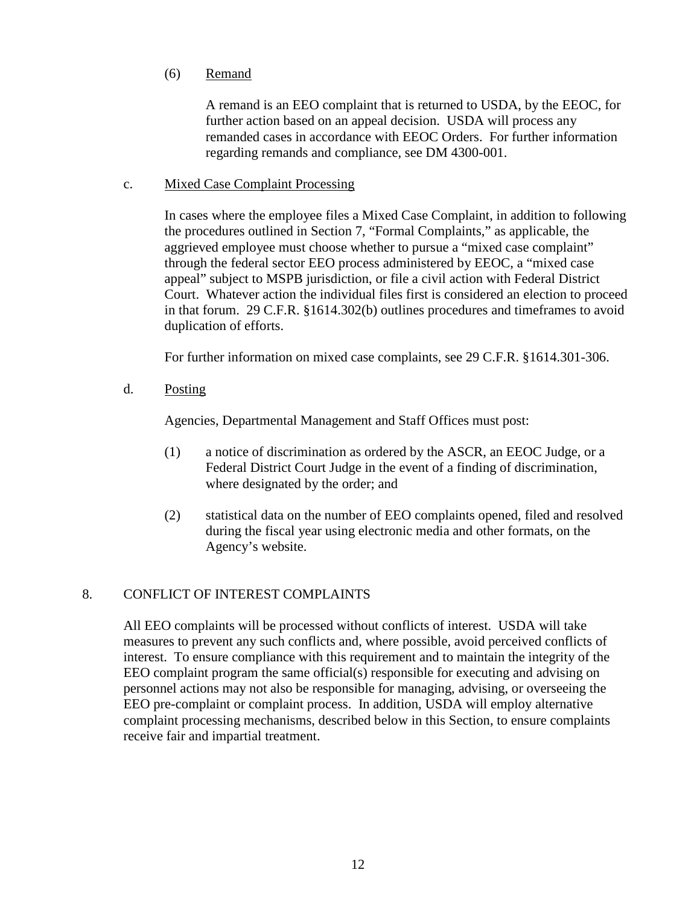(6) Remand

A remand is an EEO complaint that is returned to USDA, by the EEOC, for further action based on an appeal decision. USDA will process any remanded cases in accordance with EEOC Orders. For further information regarding remands and compliance, see DM 4300-001.

c. Mixed Case Complaint Processing

In cases where the employee files a Mixed Case Complaint, in addition to following the procedures outlined in Section 7, "Formal Complaints," as applicable, the aggrieved employee must choose whether to pursue a "mixed case complaint" through the federal sector EEO process administered by EEOC, a "mixed case appeal" subject to MSPB jurisdiction, or file a civil action with Federal District Court. Whatever action the individual files first is considered an election to proceed in that forum. 29 C.F.R. §1614.302(b) outlines procedures and timeframes to avoid duplication of efforts.

For further information on mixed case complaints, see 29 C.F.R. §1614.301-306.

d. Posting

Agencies, Departmental Management and Staff Offices must post:

(1) a notice of discrimination as ordered by the ASCR, an EEOC Judge, or a Federal District Court Judge in the event of a finding of discrimination, where designated by the order; and

(2) statistical data on the number of EEO complaints opened, filed and resolved during the fiscal year using electronic media and other formats, on the Agency's website.

## 8. CONFLICT OF INTEREST COMPLAINTS

All EEO complaints will be processed without conflicts of interest. USDA will take measures to prevent any such conflicts and, where possible, avoid perceived conflicts of interest. To ensure compliance with this requirement and to maintain the integrity of the EEO complaint program the same official(s) responsible for executing and advising on personnel actions may not also be responsible for managing, advising, or overseeing the EEO pre-complaint or complaint process. In addition, USDA will employ alternative complaint processing mechanisms, described below in this Section, to ensure complaints receive fair and impartial treatment.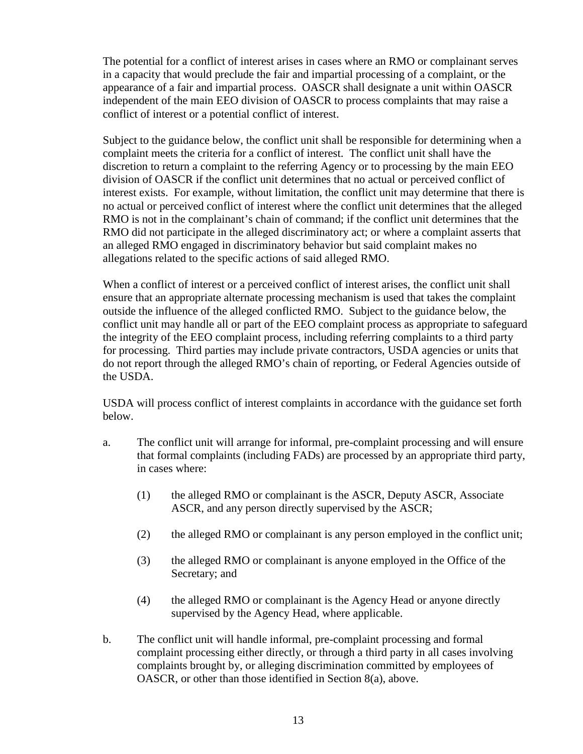The potential for a conflict of interest arises in cases where an RMO or complainant serves in a capacity that would preclude the fair and impartial processing of a complaint, or the appearance of a fair and impartial process. OASCR shall designate a unit within OASCR independent of the main EEO division of OASCR to process complaints that may raise a conflict of interest or a potential conflict of interest.

Subject to the guidance below, the conflict unit shall be responsible for determining when a complaint meets the criteria for a conflict of interest. The conflict unit shall have the discretion to return a complaint to the referring Agency or to processing by the main EEO division of OASCR if the conflict unit determines that no actual or perceived conflict of interest exists. For example, without limitation, the conflict unit may determine that there is no actual or perceived conflict of interest where the conflict unit determines that the alleged RMO is not in the complainant's chain of command; if the conflict unit determines that the RMO did not participate in the alleged discriminatory act; or where a complaint asserts that an alleged RMO engaged in discriminatory behavior but said complaint makes no allegations related to the specific actions of said alleged RMO.

When a conflict of interest or a perceived conflict of interest arises, the conflict unit shall ensure that an appropriate alternate processing mechanism is used that takes the complaint outside the influence of the alleged conflicted RMO. Subject to the guidance below, the conflict unit may handle all or part of the EEO complaint process as appropriate to safeguard the integrity of the EEO complaint process, including referring complaints to a third party for processing. Third parties may include private contractors, USDA agencies or units that do not report through the alleged RMO's chain of reporting, or Federal Agencies outside of the USDA.

USDA will process conflict of interest complaints in accordance with the guidance set forth below.

a. The conflict unit will arrange for informal, pre-complaint processing and will ensure that formal complaints (including FADs) are processed by an appropriate third party, in cases where:

   (1) the alleged RMO or complainant is the ASCR, Deputy ASCR, Associate ASCR, and any person directly supervised by the ASCR;

   (2) the alleged RMO or complainant is any person employed in the conflict unit;

   (3) the alleged RMO or complainant is anyone employed in the Office of the Secretary; and

   (4) the alleged RMO or complainant is the Agency Head or anyone directly supervised by the Agency Head, where applicable.

b. The conflict unit will handle informal, pre-complaint processing and formal complaint processing either directly, or through a third party in all cases involving complaints brought by, or alleging discrimination committed by employees of OASCR, or other than those identified in Section 8(a), above.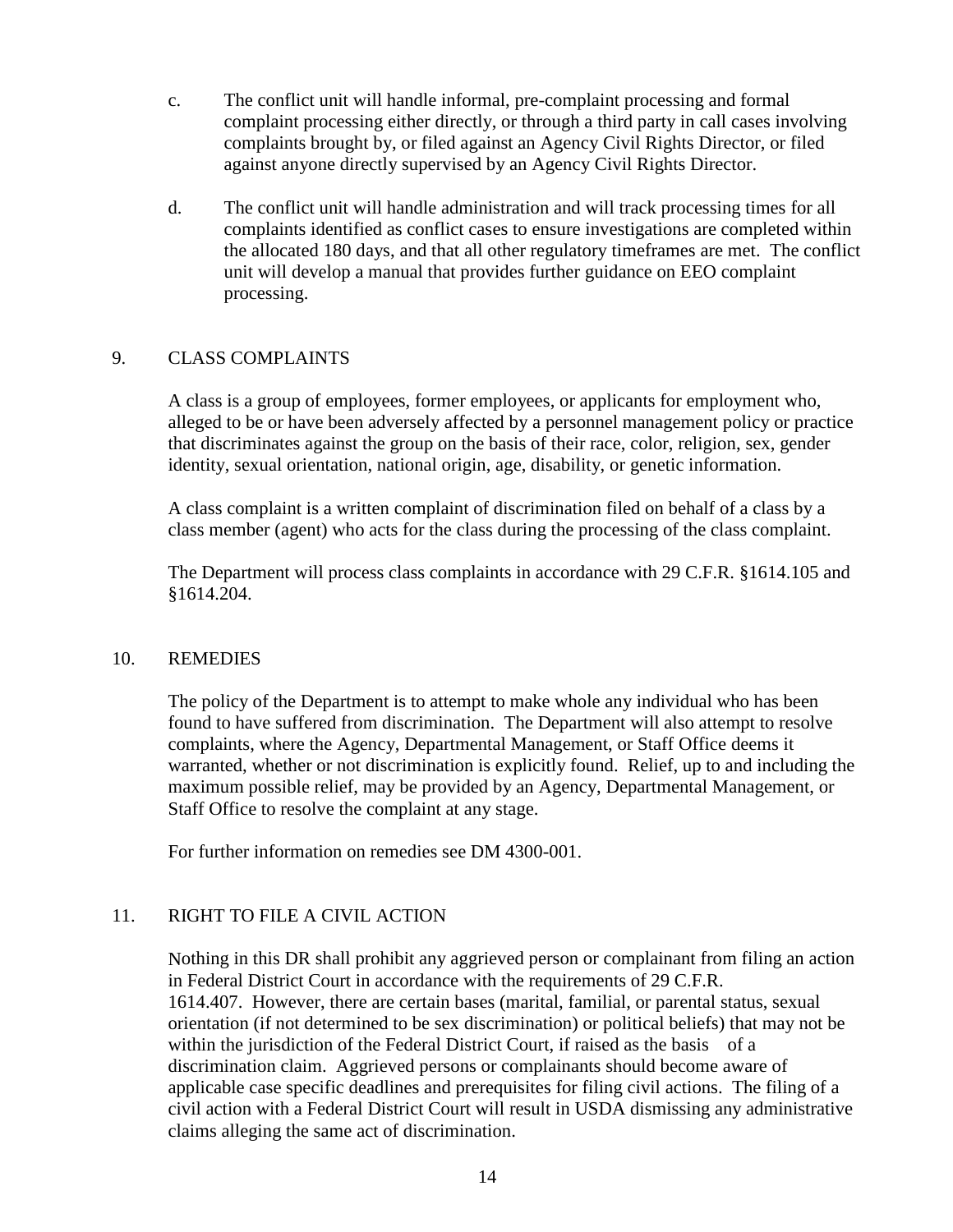c. The conflict unit will handle informal, pre-complaint processing and formal complaint processing either directly, or through a third party in call cases involving complaints brought by, or filed against an Agency Civil Rights Director, or filed against anyone directly supervised by an Agency Civil Rights Director.

d. The conflict unit will handle administration and will track processing times for all complaints identified as conflict cases to ensure investigations are completed within the allocated 180 days, and that all other regulatory timeframes are met. The conflict unit will develop a manual that provides further guidance on EEO complaint processing.

## 9. CLASS COMPLAINTS

A class is a group of employees, former employees, or applicants for employment who, alleged to be or have been adversely affected by a personnel management policy or practice that discriminates against the group on the basis of their race, color, religion, sex, gender identity, sexual orientation, national origin, age, disability, or genetic information.

A class complaint is a written complaint of discrimination filed on behalf of a class by a class member (agent) who acts for the class during the processing of the class complaint.

The Department will process class complaints in accordance with 29 C.F.R. §1614.105 and §1614.204.

## 10. REMEDIES

The policy of the Department is to attempt to make whole any individual who has been found to have suffered from discrimination. The Department will also attempt to resolve complaints, where the Agency, Departmental Management, or Staff Office deems it warranted, whether or not discrimination is explicitly found. Relief, up to and including the maximum possible relief, may be provided by an Agency, Departmental Management, or Staff Office to resolve the complaint at any stage.

For further information on remedies see DM 4300-001.

## 11. RIGHT TO FILE A CIVIL ACTION

Nothing in this DR shall prohibit any aggrieved person or complainant from filing an action in Federal District Court in accordance with the requirements of 29 C.F.R. 1614.407. However, there are certain bases (marital, familial, or parental status, sexual orientation (if not determined to be sex discrimination) or political beliefs) that may not be within the jurisdiction of the Federal District Court, if raised as the basis of a discrimination claim. Aggrieved persons or complainants should become aware of applicable case specific deadlines and prerequisites for filing civil actions. The filing of a civil action with a Federal District Court will result in USDA dismissing any administrative claims alleging the same act of discrimination.